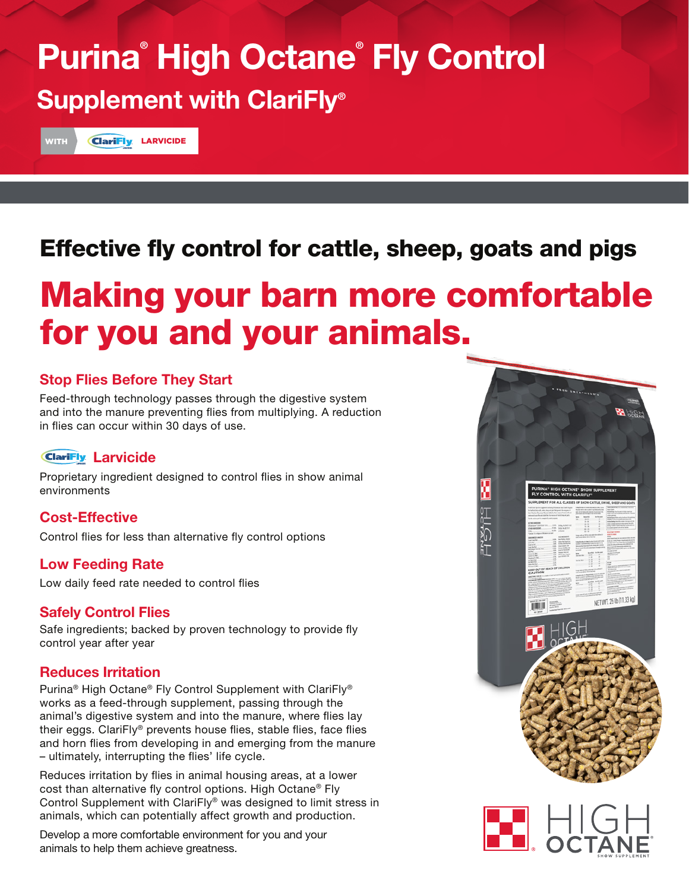# Purina® High Octane® Fly Control

## Supplement with ClariFly®

WITH ClariFly LARVICIDE

## Effective fly control for cattle, sheep, goats and pigs

# Making your barn more comfortable for you and your animals.

### Stop Flies Before They Start

Feed-through technology passes through the digestive system and into the manure preventing flies from multiplying. A reduction in flies can occur within 30 days of use.

### ClariFly Larvicide

Proprietary ingredient designed to control flies in show animal environments

### Cost-Effective

Control flies for less than alternative fly control options

### Low Feeding Rate

Low daily feed rate needed to control flies

### Safely Control Flies

Safe ingredients; backed by proven technology to provide fly control year after year

### Reduces Irritation

Purina® High Octane® Fly Control Supplement with ClariFly® works as a feed-through supplement, passing through the animal's digestive system and into the manure, where flies lay their eggs. ClariFly® prevents house flies, stable flies, face flies and horn flies from developing in and emerging from the manure – ultimately, interrupting the flies' life cycle.

Reduces irritation by flies in animal housing areas, at a lower cost than alternative fly control options. High Octane® Fly Control Supplement with ClariFly® was designed to limit stress in animals, which can potentially affect growth and production.

Develop a more comfortable environment for you and your animals to help them achieve greatness.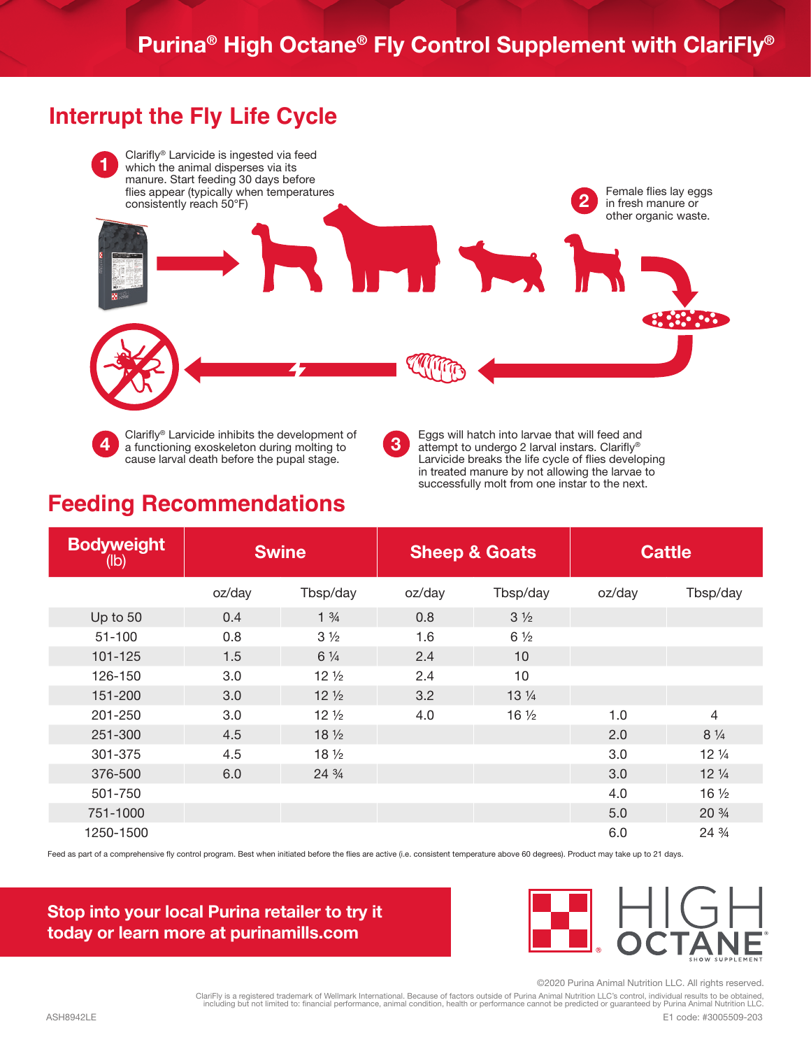# Purina® High Octane® Fly Control Supplement with ClariFly®

## Interrupt the Fly Life Cycle

**1** Clarifly® Larvicide is ingested via feed which the animal disperses via its manure. Start feeding 30 days before flies appear (typically when temperatures consistently reach 50°F)

**2** Female flies lay eggs in fresh manure or other organic waste.

**3** Eggs will hatch into larvae that will feed and attempt to undergo 2 larval instars. Clarifly® Larvicide breaks the life cycle of flies developing in treated manure by not allowing the larvae to successfully molt from one instar to the next.

**4** Clarifly® Larvicide inhibits the development of a functioning exoskeleton during molting to cause larval death before the pupal stage.

## Feeding Recommendations

| Bodyweight (lb) | Swine | | Sheep & Goats | | Cattle | |
|---|---|---|---|---|---|---|
| | oz/day | Tbsp/day | oz/day | Tbsp/day | oz/day | Tbsp/day |
| Up to 50 | 0.4 | 1 ¾ | 0.8 | 3 ½ | | |
| 51-100 | 0.8 | 3 ½ | 1.6 | 6 ½ | | |
| 101-125 | 1.5 | 6 ¼ | 2.4 | 10 | | |
| 126-150 | 3.0 | 12 ½ | 2.4 | 10 | | |
| 151-200 | 3.0 | 12 ½ | 3.2 | 13 ¼ | | |
| 201-250 | 3.0 | 12 ½ | 4.0 | 16 ½ | 1.0 | 4 |
| 251-300 | 4.5 | 18 ½ | | | 2.0 | 8 ¼ |
| 301-375 | 4.5 | 18 ½ | | | 3.0 | 12 ¼ |
| 376-500 | 6.0 | 24 ¾ | | | 3.0 | 12 ¼ |
| 501-750 | | | | | 4.0 | 16 ½ |
| 751-1000 | | | | | 5.0 | 20 ¾ |
| 1250-1500 | | | | | 6.0 | 24 ¾ |

Feed as part of a comprehensive fly control program. Best when initiated before the flies are active (i.e. consistent temperature above 60 degrees). Product may take up to 21 days.

**Stop into your local Purina retailer to try it today or learn more at purinamills.com**

HIGH OCTANE® SHOW SUPPLEMENT

©2020 Purina Animal Nutrition LLC. All rights reserved.

ClariFly is a registered trademark of Wellmark International. Because of factors outside of Purina Animal Nutrition LLC's control, individual results to be obtained, including but not limited to: financial performance, animal condition, health or performance cannot be predicted or guaranteed by Purina Animal Nutrition LLC.

ASH8942LE

E1 code: #3005509-203